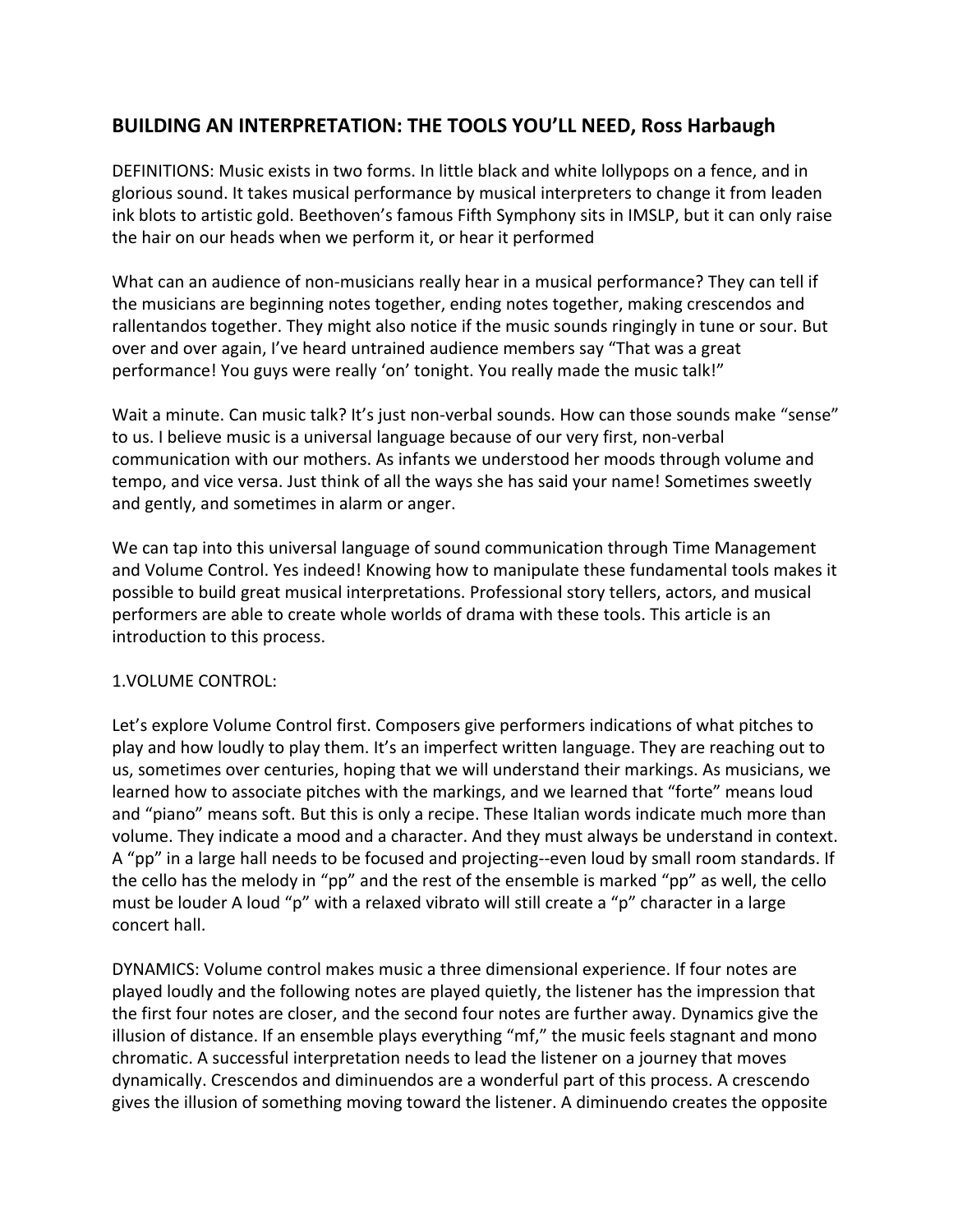## BUILDING AN INTERPRETATION: THE TOOLS YOU'LL NEED, Ross Harbaugh

DEFINITIONS: Music exists in two forms. In little black and white lollypops on a fence, and in glorious sound. It takes musical performance by musical interpreters to change it from leaden ink blots to artistic gold. Beethoven's famous Fifth Symphony sits in IMSLP, but it can only raise the hair on our heads when we perform it, or hear it performed

What can an audience of non-musicians really hear in a musical performance? They can tell if the musicians are beginning notes together, ending notes together, making crescendos and rallentandos together. They might also notice if the music sounds ringingly in tune or sour. But over and over again, I've heard untrained audience members say "That was a great performance! You guys were really 'on' tonight. You really made the music talk!"

Wait a minute. Can music talk? It's just non-verbal sounds. How can those sounds make "sense" to us. I believe music is a universal language because of our very first, non-verbal communication with our mothers. As infants we understood her moods through volume and tempo, and vice versa. Just think of all the ways she has said your name! Sometimes sweetly and gently, and sometimes in alarm or anger.

We can tap into this universal language of sound communication through Time Management and Volume Control. Yes indeed! Knowing how to manipulate these fundamental tools makes it possible to build great musical interpretations. Professional story tellers, actors, and musical performers are able to create whole worlds of drama with these tools. This article is an introduction to this process.

1.VOLUME CONTROL:

Let's explore Volume Control first. Composers give performers indications of what pitches to play and how loudly to play them. It's an imperfect written language. They are reaching out to us, sometimes over centuries, hoping that we will understand their markings. As musicians, we learned how to associate pitches with the markings, and we learned that "forte" means loud and "piano" means soft. But this is only a recipe. These Italian words indicate much more than volume. They indicate a mood and a character. And they must always be understand in context. A "pp" in a large hall needs to be focused and projecting--even loud by small room standards. If the cello has the melody in "pp" and the rest of the ensemble is marked "pp" as well, the cello must be louder A loud "p" with a relaxed vibrato will still create a "p" character in a large concert hall.

DYNAMICS: Volume control makes music a three dimensional experience. If four notes are played loudly and the following notes are played quietly, the listener has the impression that the first four notes are closer, and the second four notes are further away. Dynamics give the illusion of distance. If an ensemble plays everything "mf," the music feels stagnant and mono chromatic. A successful interpretation needs to lead the listener on a journey that moves dynamically. Crescendos and diminuendos are a wonderful part of this process. A crescendo gives the illusion of something moving toward the listener. A diminuendo creates the opposite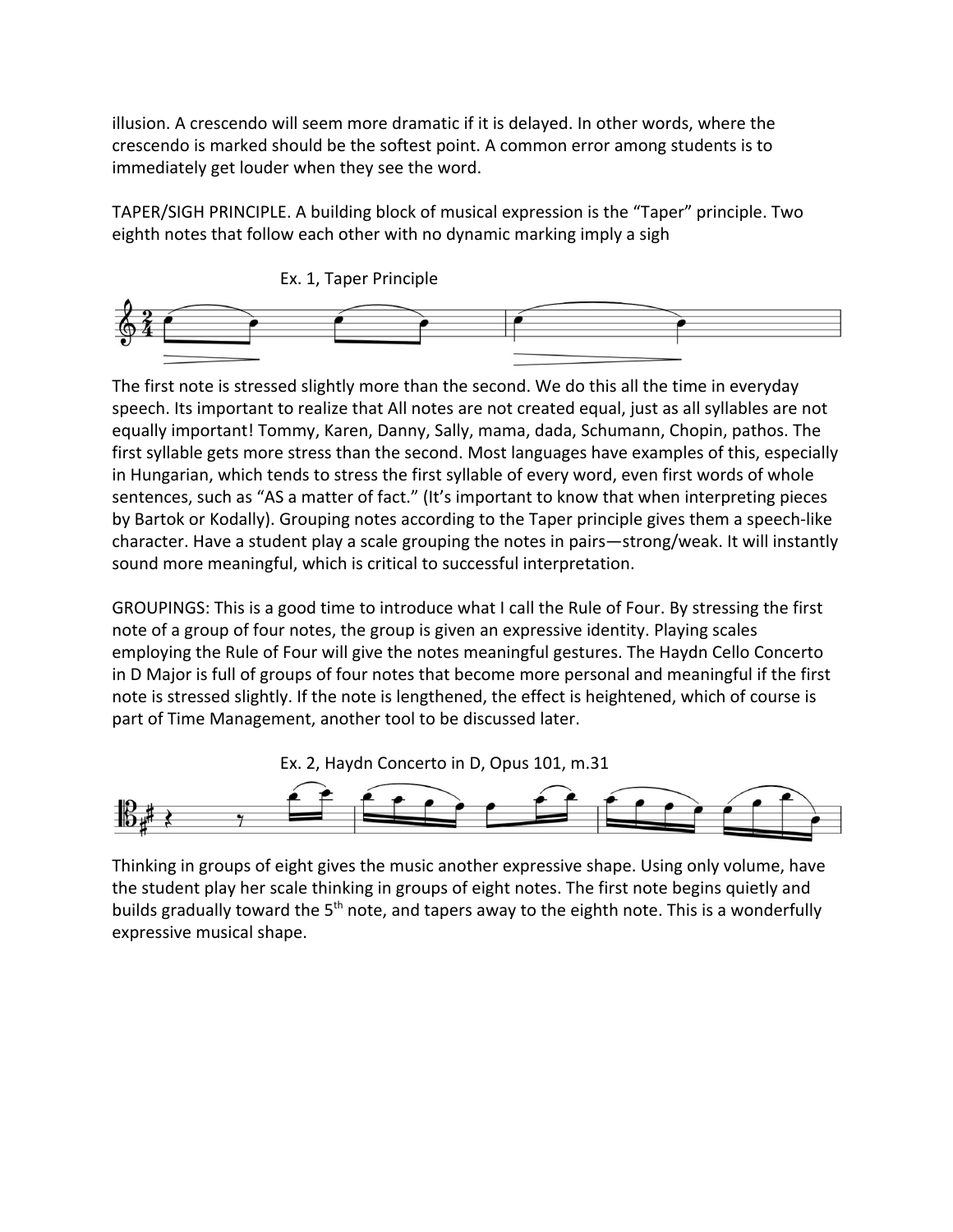illusion. A crescendo will seem more dramatic if it is delayed. In other words, where the crescendo is marked should be the softest point. A common error among students is to immediately get louder when they see the word.

TAPER/SIGH PRINCIPLE. A building block of musical expression is the "Taper" principle. Two eighth notes that follow each other with no dynamic marking imply a sigh

Ex. 1, Taper Principle

The first note is stressed slightly more than the second. We do this all the time in everyday speech. Its important to realize that All notes are not created equal, just as all syllables are not equally important! Tommy, Karen, Danny, Sally, mama, dada, Schumann, Chopin, pathos. The first syllable gets more stress than the second. Most languages have examples of this, especially in Hungarian, which tends to stress the first syllable of every word, even first words of whole sentences, such as "AS a matter of fact." (It's important to know that when interpreting pieces by Bartok or Kodally). Grouping notes according to the Taper principle gives them a speech-like character. Have a student play a scale grouping the notes in pairs—strong/weak. It will instantly sound more meaningful, which is critical to successful interpretation.

GROUPINGS: This is a good time to introduce what I call the Rule of Four. By stressing the first note of a group of four notes, the group is given an expressive identity. Playing scales employing the Rule of Four will give the notes meaningful gestures. The Haydn Cello Concerto in D Major is full of groups of four notes that become more personal and meaningful if the first note is stressed slightly. If the note is lengthened, the effect is heightened, which of course is part of Time Management, another tool to be discussed later.

Ex. 2, Haydn Concerto in D, Opus 101, m.31

Thinking in groups of eight gives the music another expressive shape. Using only volume, have the student play her scale thinking in groups of eight notes. The first note begins quietly and builds gradually toward the 5th note, and tapers away to the eighth note. This is a wonderfully expressive musical shape.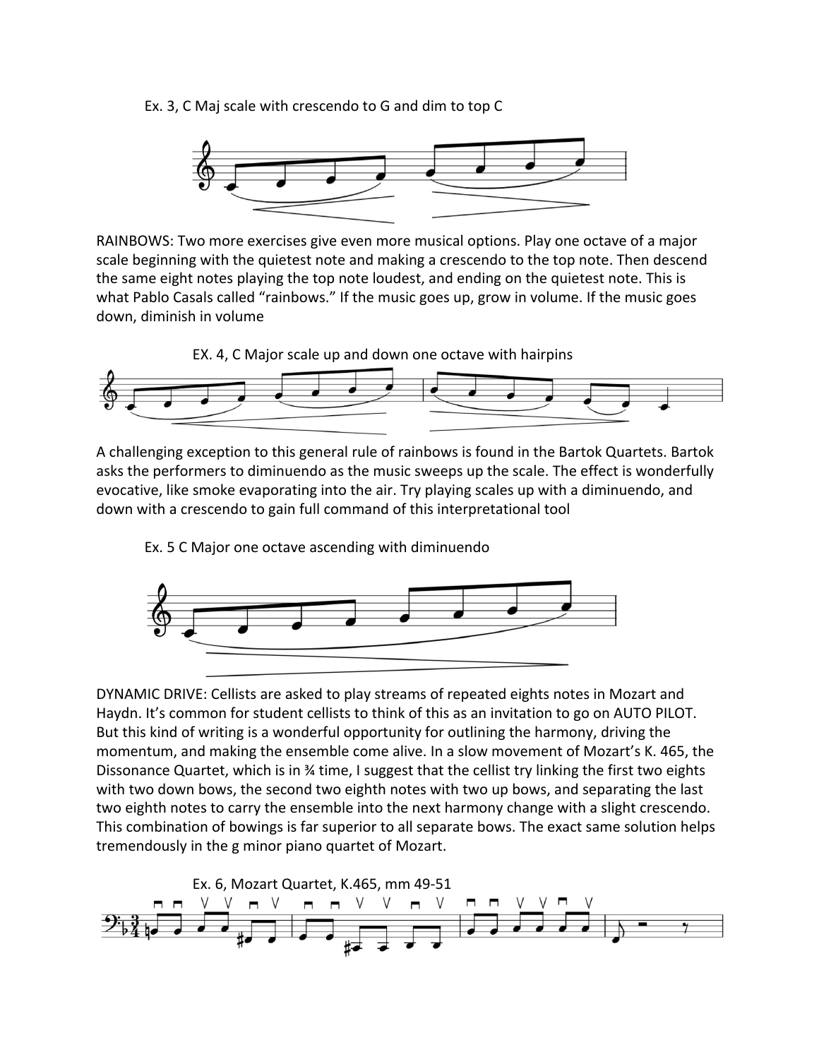Ex. 3, C Maj scale with crescendo to G and dim to top C

RAINBOWS: Two more exercises give even more musical options. Play one octave of a major scale beginning with the quietest note and making a crescendo to the top note. Then descend the same eight notes playing the top note loudest, and ending on the quietest note. This is what Pablo Casals called "rainbows." If the music goes up, grow in volume. If the music goes down, diminish in volume

EX. 4, C Major scale up and down one octave with hairpins

A challenging exception to this general rule of rainbows is found in the Bartok Quartets. Bartok asks the performers to diminuendo as the music sweeps up the scale. The effect is wonderfully evocative, like smoke evaporating into the air. Try playing scales up with a diminuendo, and down with a crescendo to gain full command of this interpretational tool

Ex. 5 C Major one octave ascending with diminuendo

DYNAMIC DRIVE: Cellists are asked to play streams of repeated eights notes in Mozart and Haydn. It's common for student cellists to think of this as an invitation to go on AUTO PILOT. But this kind of writing is a wonderful opportunity for outlining the harmony, driving the momentum, and making the ensemble come alive. In a slow movement of Mozart's K. 465, the Dissonance Quartet, which is in ¾ time, I suggest that the cellist try linking the first two eights with two down bows, the second two eighth notes with two up bows, and separating the last two eighth notes to carry the ensemble into the next harmony change with a slight crescendo. This combination of bowings is far superior to all separate bows. The exact same solution helps tremendously in the g minor piano quartet of Mozart.

Ex. 6, Mozart Quartet, K.465, mm 49-51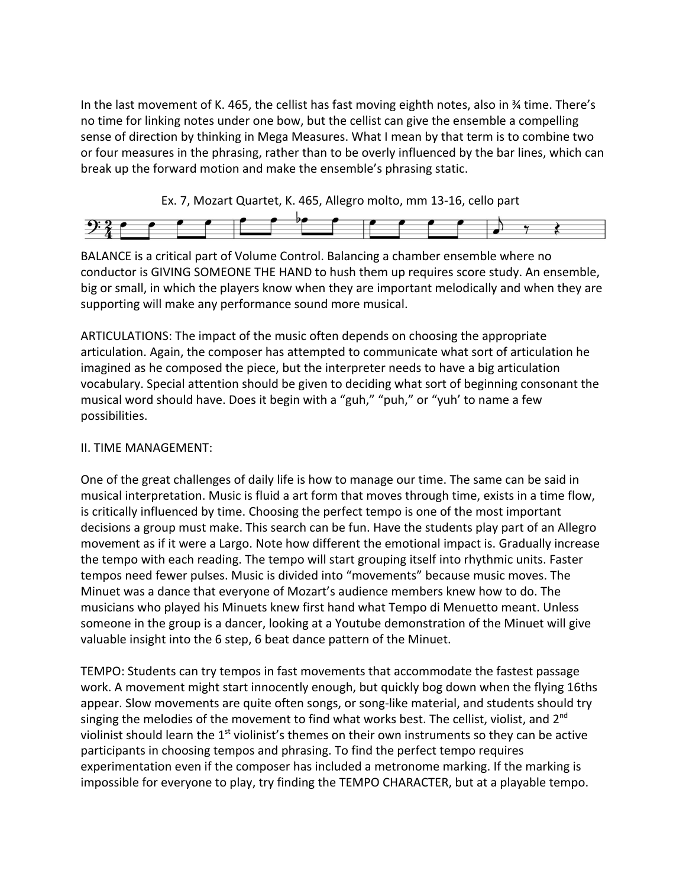In the last movement of K. 465, the cellist has fast moving eighth notes, also in ¾ time. There's no time for linking notes under one bow, but the cellist can give the ensemble a compelling sense of direction by thinking in Mega Measures. What I mean by that term is to combine two or four measures in the phrasing, rather than to be overly influenced by the bar lines, which can break up the forward motion and make the ensemble's phrasing static.

Ex. 7, Mozart Quartet, K. 465, Allegro molto, mm 13-16, cello part

BALANCE is a critical part of Volume Control. Balancing a chamber ensemble where no conductor is GIVING SOMEONE THE HAND to hush them up requires score study. An ensemble, big or small, in which the players know when they are important melodically and when they are supporting will make any performance sound more musical.

ARTICULATIONS: The impact of the music often depends on choosing the appropriate articulation. Again, the composer has attempted to communicate what sort of articulation he imagined as he composed the piece, but the interpreter needs to have a big articulation vocabulary. Special attention should be given to deciding what sort of beginning consonant the musical word should have. Does it begin with a "guh," "puh," or "yuh' to name a few possibilities.

II. TIME MANAGEMENT:

One of the great challenges of daily life is how to manage our time. The same can be said in musical interpretation. Music is fluid a art form that moves through time, exists in a time flow, is critically influenced by time. Choosing the perfect tempo is one of the most important decisions a group must make. This search can be fun. Have the students play part of an Allegro movement as if it were a Largo. Note how different the emotional impact is. Gradually increase the tempo with each reading. The tempo will start grouping itself into rhythmic units. Faster tempos need fewer pulses. Music is divided into "movements" because music moves. The Minuet was a dance that everyone of Mozart's audience members knew how to do. The musicians who played his Minuets knew first hand what Tempo di Menuetto meant. Unless someone in the group is a dancer, looking at a Youtube demonstration of the Minuet will give valuable insight into the 6 step, 6 beat dance pattern of the Minuet.

TEMPO: Students can try tempos in fast movements that accommodate the fastest passage work. A movement might start innocently enough, but quickly bog down when the flying 16ths appear. Slow movements are quite often songs, or song-like material, and students should try singing the melodies of the movement to find what works best. The cellist, violist, and 2nd violinist should learn the 1st violinist's themes on their own instruments so they can be active participants in choosing tempos and phrasing. To find the perfect tempo requires experimentation even if the composer has included a metronome marking. If the marking is impossible for everyone to play, try finding the TEMPO CHARACTER, but at a playable tempo.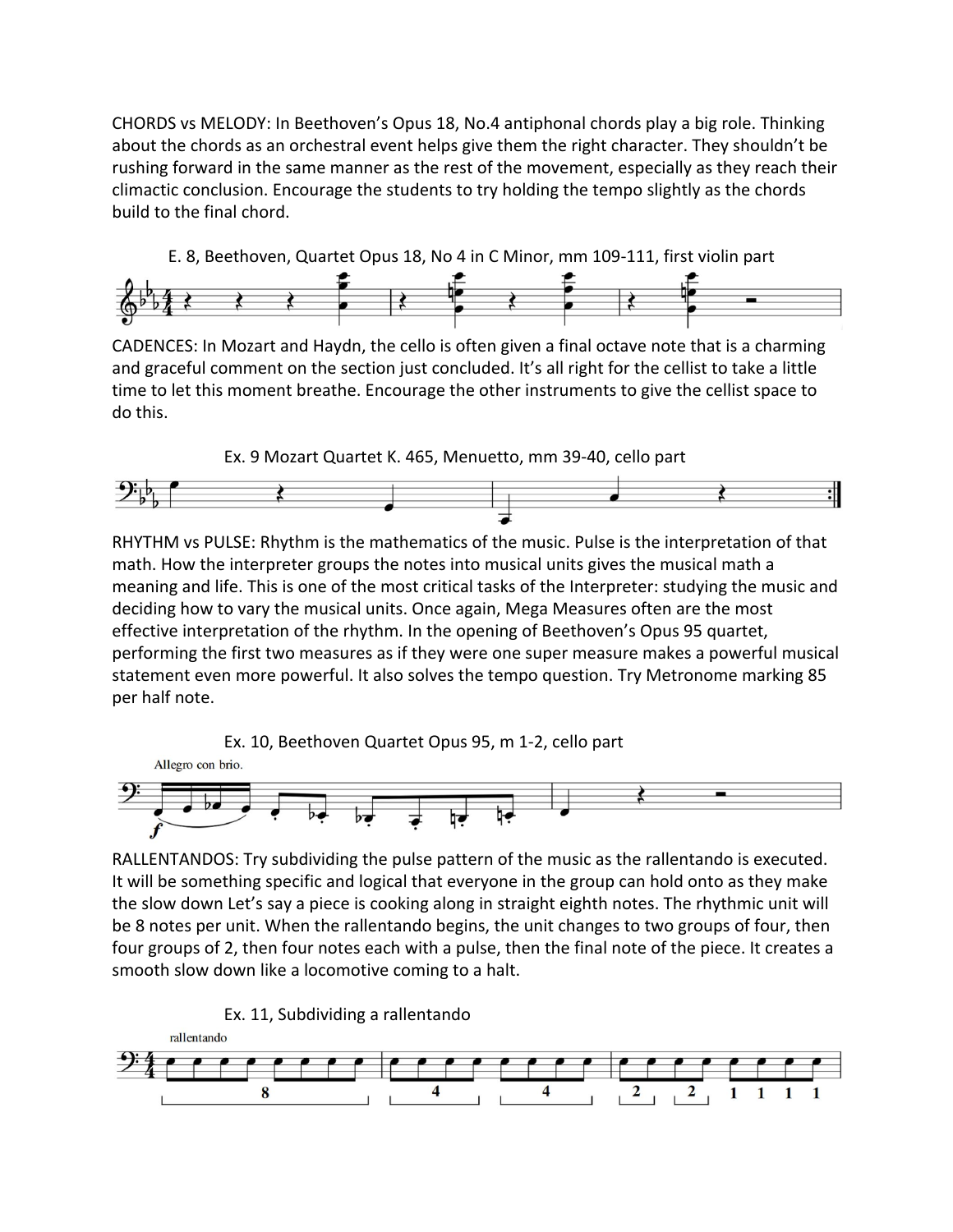CHORDS vs MELODY: In Beethoven's Opus 18, No.4 antiphonal chords play a big role. Thinking about the chords as an orchestral event helps give them the right character. They shouldn't be rushing forward in the same manner as the rest of the movement, especially as they reach their climactic conclusion. Encourage the students to try holding the tempo slightly as the chords build to the final chord.

E. 8, Beethoven, Quartet Opus 18, No 4 in C Minor, mm 109-111, first violin part

CADENCES: In Mozart and Haydn, the cello is often given a final octave note that is a charming and graceful comment on the section just concluded. It's all right for the cellist to take a little time to let this moment breathe. Encourage the other instruments to give the cellist space to do this.

Ex. 9 Mozart Quartet K. 465, Menuetto, mm 39-40, cello part

RHYTHM vs PULSE: Rhythm is the mathematics of the music. Pulse is the interpretation of that math. How the interpreter groups the notes into musical units gives the musical math a meaning and life. This is one of the most critical tasks of the Interpreter: studying the music and deciding how to vary the musical units. Once again, Mega Measures often are the most effective interpretation of the rhythm. In the opening of Beethoven's Opus 95 quartet, performing the first two measures as if they were one super measure makes a powerful musical statement even more powerful. It also solves the tempo question. Try Metronome marking 85 per half note.

Ex. 10, Beethoven Quartet Opus 95, m 1-2, cello part

RALLENTANDOS: Try subdividing the pulse pattern of the music as the rallentando is executed. It will be something specific and logical that everyone in the group can hold onto as they make the slow down Let's say a piece is cooking along in straight eighth notes. The rhythmic unit will be 8 notes per unit. When the rallentando begins, the unit changes to two groups of four, then four groups of 2, then four notes each with a pulse, then the final note of the piece. It creates a smooth slow down like a locomotive coming to a halt.

Ex. 11, Subdividing a rallentando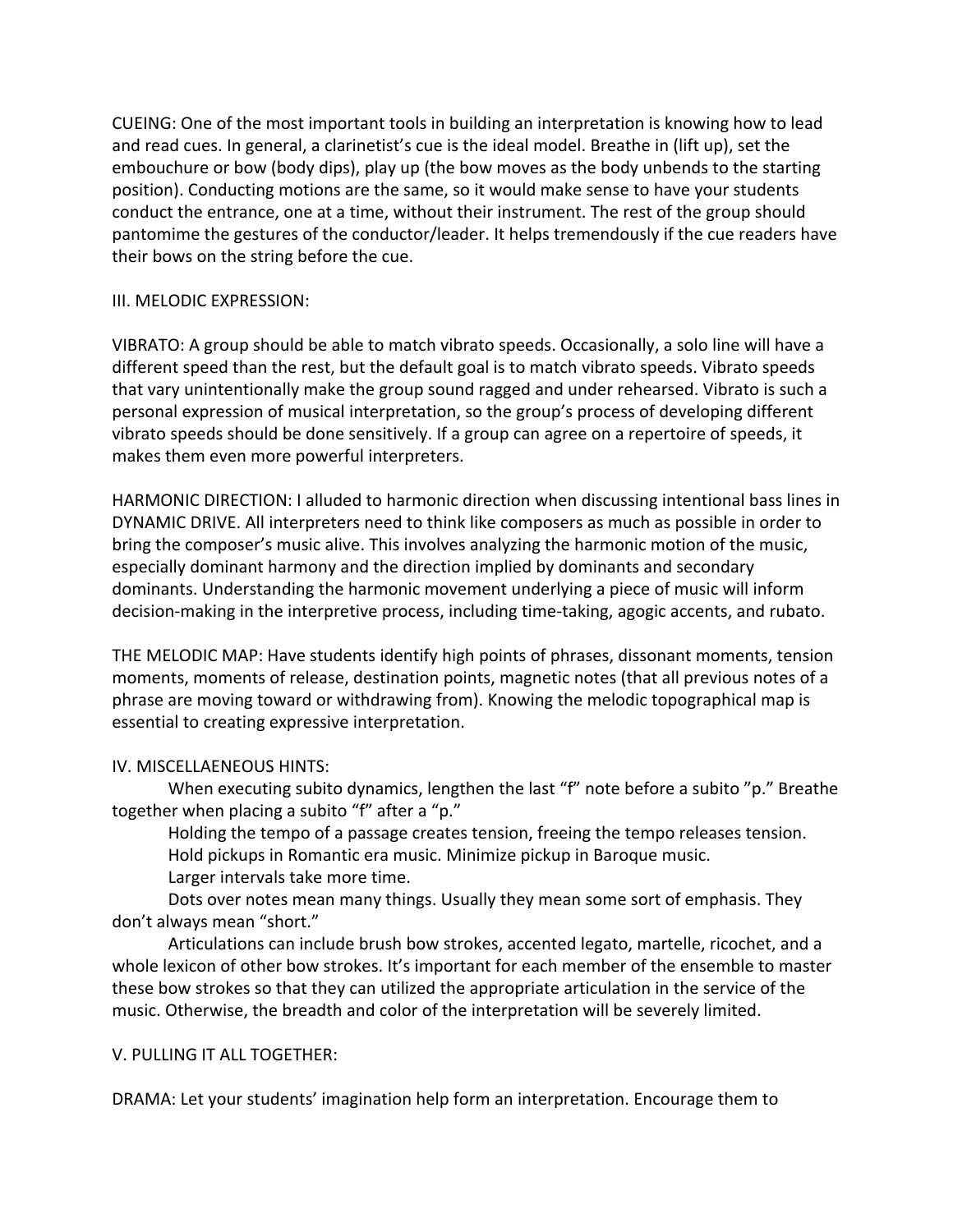CUEING: One of the most important tools in building an interpretation is knowing how to lead and read cues. In general, a clarinetist's cue is the ideal model. Breathe in (lift up), set the embouchure or bow (body dips), play up (the bow moves as the body unbends to the starting position). Conducting motions are the same, so it would make sense to have your students conduct the entrance, one at a time, without their instrument. The rest of the group should pantomime the gestures of the conductor/leader. It helps tremendously if the cue readers have their bows on the string before the cue.

## III. MELODIC EXPRESSION:

VIBRATO: A group should be able to match vibrato speeds. Occasionally, a solo line will have a different speed than the rest, but the default goal is to match vibrato speeds. Vibrato speeds that vary unintentionally make the group sound ragged and under rehearsed. Vibrato is such a personal expression of musical interpretation, so the group's process of developing different vibrato speeds should be done sensitively. If a group can agree on a repertoire of speeds, it makes them even more powerful interpreters.

HARMONIC DIRECTION: I alluded to harmonic direction when discussing intentional bass lines in DYNAMIC DRIVE. All interpreters need to think like composers as much as possible in order to bring the composer's music alive. This involves analyzing the harmonic motion of the music, especially dominant harmony and the direction implied by dominants and secondary dominants. Understanding the harmonic movement underlying a piece of music will inform decision-making in the interpretive process, including time-taking, agogic accents, and rubato.

THE MELODIC MAP: Have students identify high points of phrases, dissonant moments, tension moments, moments of release, destination points, magnetic notes (that all previous notes of a phrase are moving toward or withdrawing from). Knowing the melodic topographical map is essential to creating expressive interpretation.

## IV. MISCELLAENEOUS HINTS:

When executing subito dynamics, lengthen the last "f" note before a subito "p." Breathe together when placing a subito "f" after a "p."

Holding the tempo of a passage creates tension, freeing the tempo releases tension.

Hold pickups in Romantic era music. Minimize pickup in Baroque music.

Larger intervals take more time.

Dots over notes mean many things. Usually they mean some sort of emphasis. They don't always mean "short."

Articulations can include brush bow strokes, accented legato, martelle, ricochet, and a whole lexicon of other bow strokes. It's important for each member of the ensemble to master these bow strokes so that they can utilized the appropriate articulation in the service of the music. Otherwise, the breadth and color of the interpretation will be severely limited.

## V. PULLING IT ALL TOGETHER:

DRAMA: Let your students' imagination help form an interpretation. Encourage them to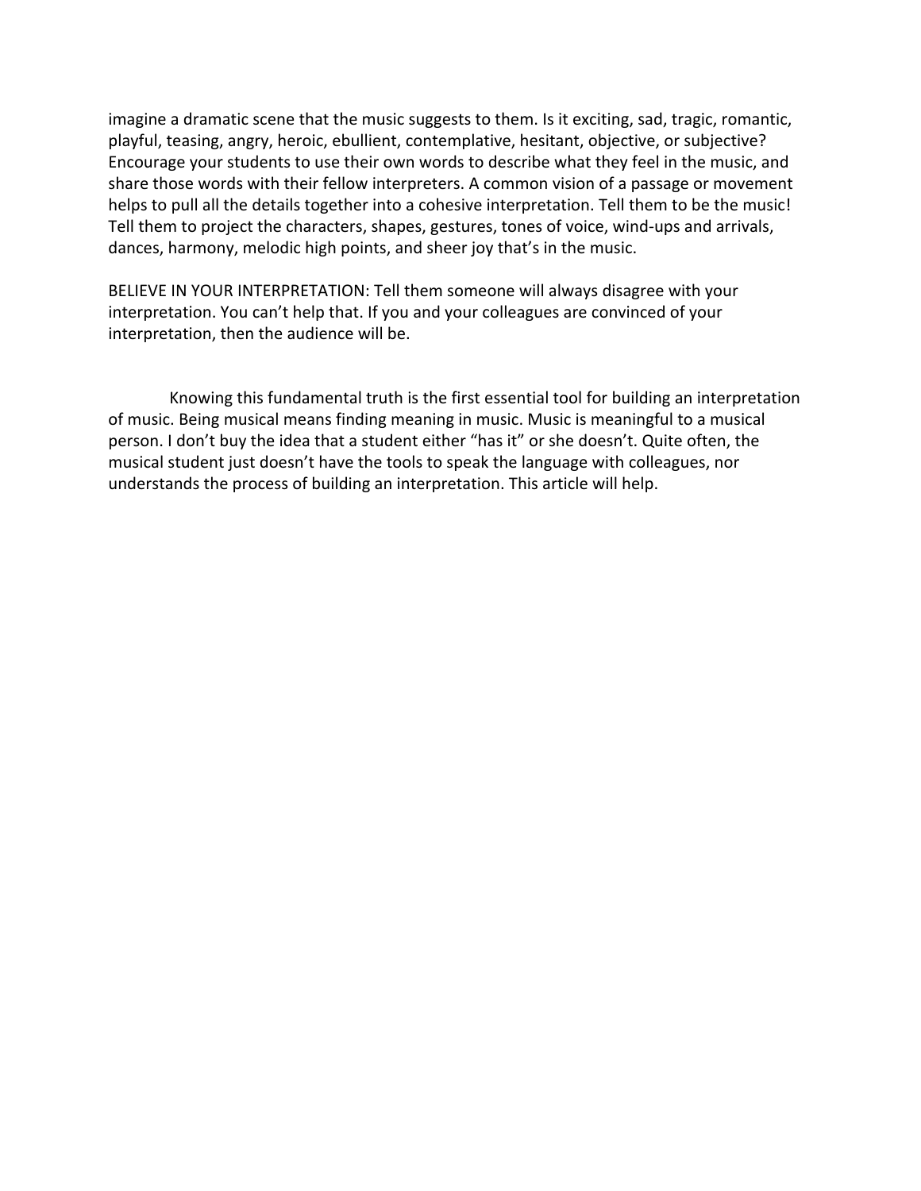imagine a dramatic scene that the music suggests to them. Is it exciting, sad, tragic, romantic, playful, teasing, angry, heroic, ebullient, contemplative, hesitant, objective, or subjective? Encourage your students to use their own words to describe what they feel in the music, and share those words with their fellow interpreters. A common vision of a passage or movement helps to pull all the details together into a cohesive interpretation. Tell them to be the music! Tell them to project the characters, shapes, gestures, tones of voice, wind-ups and arrivals, dances, harmony, melodic high points, and sheer joy that's in the music.

BELIEVE IN YOUR INTERPRETATION: Tell them someone will always disagree with your interpretation. You can't help that. If you and your colleagues are convinced of your interpretation, then the audience will be.

Knowing this fundamental truth is the first essential tool for building an interpretation of music. Being musical means finding meaning in music. Music is meaningful to a musical person. I don't buy the idea that a student either "has it" or she doesn't. Quite often, the musical student just doesn't have the tools to speak the language with colleagues, nor understands the process of building an interpretation. This article will help.